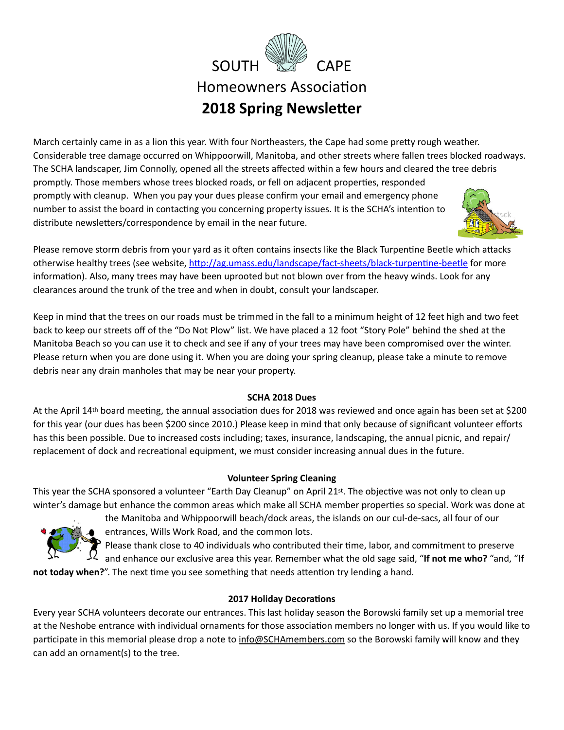# SOUTH CAPE

## Homeowners Association

## 2018 Spring Newsletter

March certainly came in as a lion this year. With four Northeasters, the Cape had some pretty rough weather. Considerable tree damage occurred on Whippoorwill, Manitoba, and other streets where fallen trees blocked roadways. The SCHA landscaper, Jim Connolly, opened all the streets affected within a few hours and cleared the tree debris promptly. Those members whose trees blocked roads, or fell on adjacent properties, responded promptly with cleanup. When you pay your dues please confirm your email and emergency phone number to assist the board in contacting you concerning property issues. It is the SCHA's intention to distribute newsletters/correspondence by email in the near future.

Please remove storm debris from your yard as it often contains insects like the Black Turpentine Beetle which attacks otherwise healthy trees (see website, http://ag.umass.edu/landscape/fact-sheets/black-turpentine-beetle for more information). Also, many trees may have been uprooted but not blown over from the heavy winds. Look for any clearances around the trunk of the tree and when in doubt, consult your landscaper.

Keep in mind that the trees on our roads must be trimmed in the fall to a minimum height of 12 feet high and two feet back to keep our streets off of the "Do Not Plow" list. We have placed a 12 foot "Story Pole" behind the shed at the Manitoba Beach so you can use it to check and see if any of your trees may have been compromised over the winter. Please return when you are done using it. When you are doing your spring cleanup, please take a minute to remove debris near any drain manholes that may be near your property.

### SCHA 2018 Dues

At the April 14th board meeting, the annual association dues for 2018 was reviewed and once again has been set at $200 for this year (our dues has been $200 since 2010.) Please keep in mind that only because of significant volunteer efforts has this been possible. Due to increased costs including; taxes, insurance, landscaping, the annual picnic, and repair/ replacement of dock and recreational equipment, we must consider increasing annual dues in the future.

### Volunteer Spring Cleaning

This year the SCHA sponsored a volunteer "Earth Day Cleanup" on April 21st. The objective was not only to clean up winter's damage but enhance the common areas which make all SCHA member properties so special. Work was done at the Manitoba and Whippoorwill beach/dock areas, the islands on our cul-de-sacs, all four of our entrances, Wills Work Road, and the common lots.

Please thank close to 40 individuals who contributed their time, labor, and commitment to preserve and enhance our exclusive area this year. Remember what the old sage said, "**If not me who?** "and, "**If not today when?**". The next time you see something that needs attention try lending a hand.

### 2017 Holiday Decorations

Every year SCHA volunteers decorate our entrances. This last holiday season the Borowski family set up a memorial tree at the Neshobe entrance with individual ornaments for those association members no longer with us. If you would like to participate in this memorial please drop a note to info@SCHAmembers.com so the Borowski family will know and they can add an ornament(s) to the tree.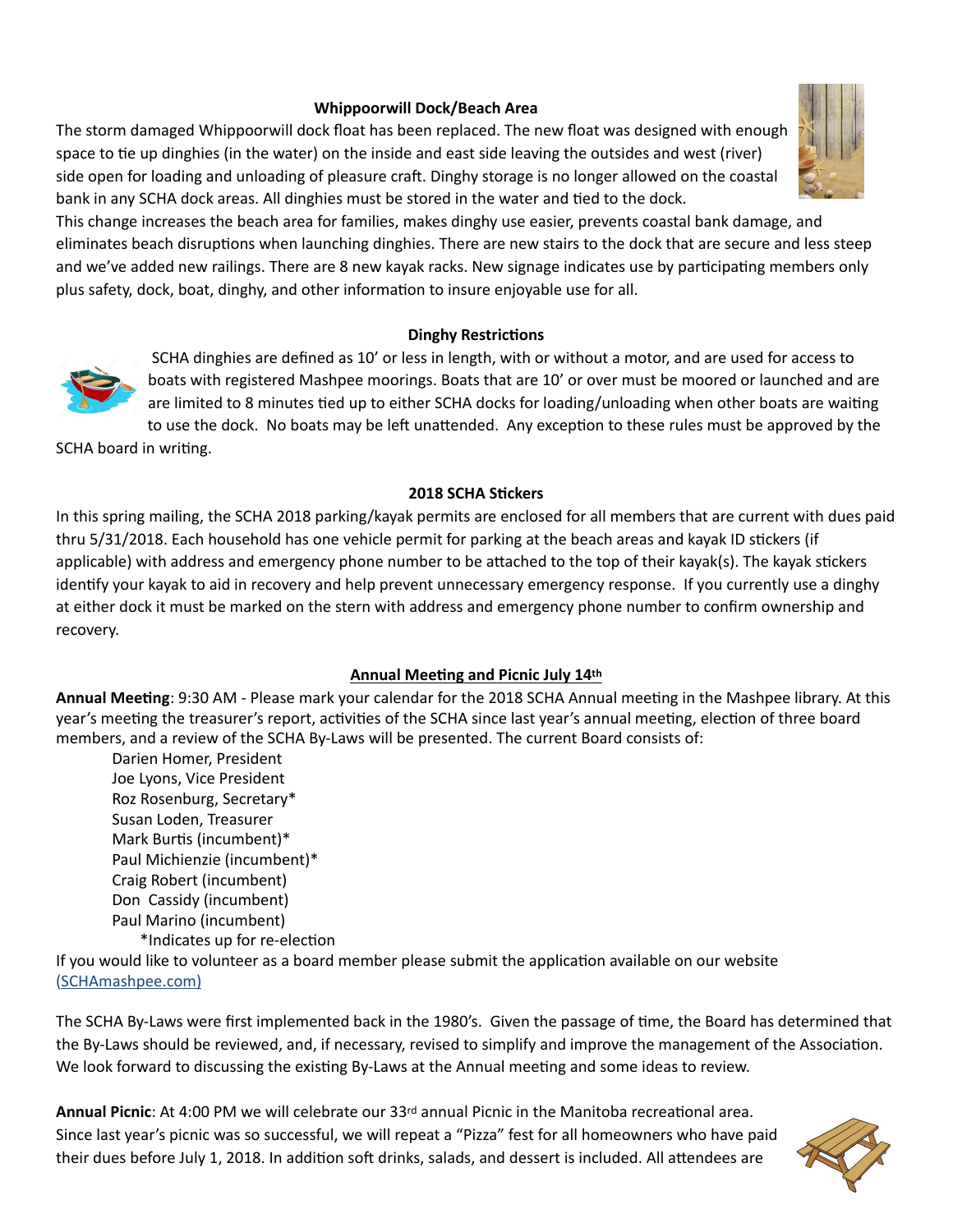**Whippoorwill Dock/Beach Area**

The storm damaged Whippoorwill dock float has been replaced. The new float was designed with enough space to tie up dinghies (in the water) on the inside and east side leaving the outsides and west (river) side open for loading and unloading of pleasure craft. Dinghy storage is no longer allowed on the coastal bank in any SCHA dock areas. All dinghies must be stored in the water and tied to the dock.
This change increases the beach area for families, makes dinghy use easier, prevents coastal bank damage, and eliminates beach disruptions when launching dinghies. There are new stairs to the dock that are secure and less steep and we've added new railings. There are 8 new kayak racks. New signage indicates use by participating members only plus safety, dock, boat, dinghy, and other information to insure enjoyable use for all.

**Dinghy Restrictions**

SCHA dinghies are defined as 10' or less in length, with or without a motor, and are used for access to boats with registered Mashpee moorings. Boats that are 10' or over must be moored or launched and are are limited to 8 minutes tied up to either SCHA docks for loading/unloading when other boats are waiting to use the dock. No boats may be left unattended. Any exception to these rules must be approved by the SCHA board in writing.

**2018 SCHA Stickers**

In this spring mailing, the SCHA 2018 parking/kayak permits are enclosed for all members that are current with dues paid thru 5/31/2018. Each household has one vehicle permit for parking at the beach areas and kayak ID stickers (if applicable) with address and emergency phone number to be attached to the top of their kayak(s). The kayak stickers identify your kayak to aid in recovery and help prevent unnecessary emergency response. If you currently use a dinghy at either dock it must be marked on the stern with address and emergency phone number to confirm ownership and recovery.

**Annual Meeting and Picnic July 14th**

**Annual Meeting**: 9:30 AM - Please mark your calendar for the 2018 SCHA Annual meeting in the Mashpee library. At this year's meeting the treasurer's report, activities of the SCHA since last year's annual meeting, election of three board members, and a review of the SCHA By-Laws will be presented. The current Board consists of:

Darien Homer, President
Joe Lyons, Vice President
Roz Rosenburg, Secretary*
Susan Loden, Treasurer
Mark Burtis (incumbent)*
Paul Michienzie (incumbent)*
Craig Robert (incumbent)
Don Cassidy (incumbent)
Paul Marino (incumbent)
*Indicates up for re-election

If you would like to volunteer as a board member please submit the application available on our website (SCHAmashpee.com)

The SCHA By-Laws were first implemented back in the 1980's. Given the passage of time, the Board has determined that the By-Laws should be reviewed, and, if necessary, revised to simplify and improve the management of the Association. We look forward to discussing the existing By-Laws at the Annual meeting and some ideas to review.

**Annual Picnic**: At 4:00 PM we will celebrate our 33rd annual Picnic in the Manitoba recreational area. Since last year's picnic was so successful, we will repeat a "Pizza" fest for all homeowners who have paid their dues before July 1, 2018. In addition soft drinks, salads, and dessert is included. All attendees are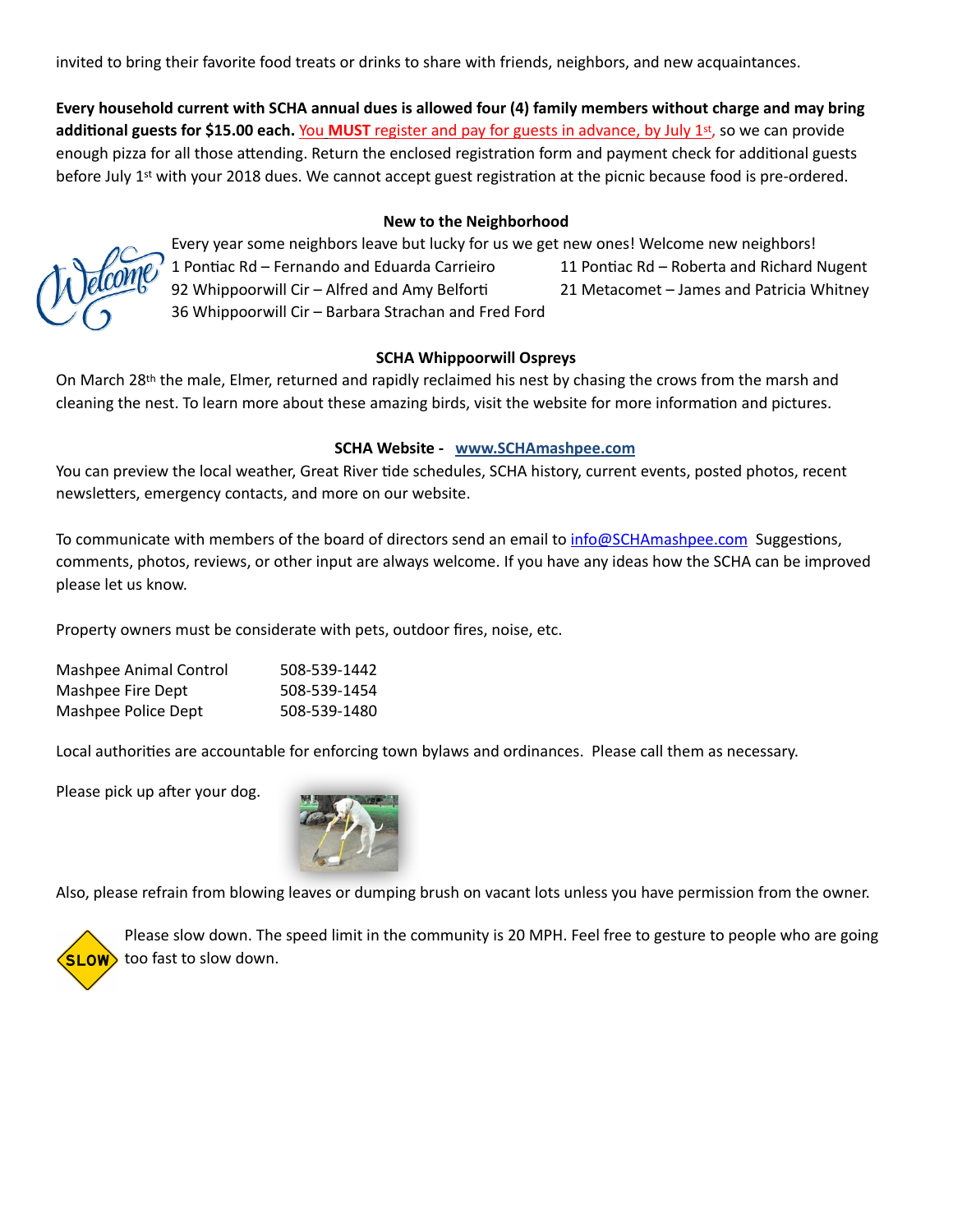invited to bring their favorite food treats or drinks to share with friends, neighbors, and new acquaintances.

**Every household current with SCHA annual dues is allowed four (4) family members without charge and may bring additional guests for $15.00 each.** You **MUST** register and pay for guests in advance, by July 1st, so we can provide enough pizza for all those attending. Return the enclosed registration form and payment check for additional guests before July 1st with your 2018 dues. We cannot accept guest registration at the picnic because food is pre-ordered.

### New to the Neighborhood

Every year some neighbors leave but lucky for us we get new ones! Welcome new neighbors!

1 Pontiac Rd – Fernando and Eduarda Carrieiro
11 Pontiac Rd – Roberta and Richard Nugent
92 Whippoorwill Cir – Alfred and Amy Belforti
21 Metacomet – James and Patricia Whitney
36 Whippoorwill Cir – Barbara Strachan and Fred Ford

### SCHA Whippoorwill Ospreys

On March 28th the male, Elmer, returned and rapidly reclaimed his nest by chasing the crows from the marsh and cleaning the nest. To learn more about these amazing birds, visit the website for more information and pictures.

### SCHA Website - www.SCHAmashpee.com

You can preview the local weather, Great River tide schedules, SCHA history, current events, posted photos, recent newsletters, emergency contacts, and more on our website.

To communicate with members of the board of directors send an email to info@SCHAmashpee.com Suggestions, comments, photos, reviews, or other input are always welcome. If you have any ideas how the SCHA can be improved please let us know.

Property owners must be considerate with pets, outdoor fires, noise, etc.

| | |
|---|---|
| Mashpee Animal Control | 508-539-1442 |
| Mashpee Fire Dept | 508-539-1454 |
| Mashpee Police Dept | 508-539-1480 |

Local authorities are accountable for enforcing town bylaws and ordinances. Please call them as necessary.

Please pick up after your dog.

Also, please refrain from blowing leaves or dumping brush on vacant lots unless you have permission from the owner.

Please slow down. The speed limit in the community is 20 MPH. Feel free to gesture to people who are going too fast to slow down.